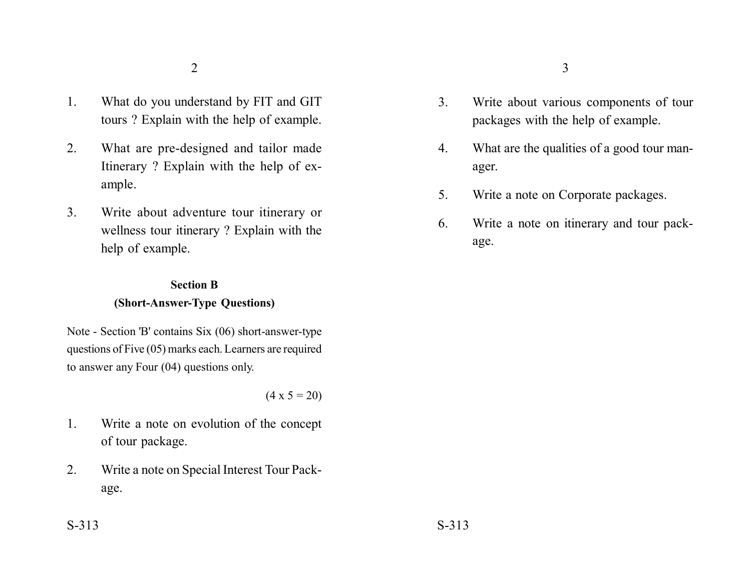1. What do you understand by FIT and GIT tours ? Explain with the help of example.

2. What are pre-designed and tailor made Itinerary ? Explain with the help of example.

3. Write about adventure tour itinerary or wellness tour itinerary ? Explain with the help of example.

**Section B**

**(Short-Answer-Type Questions)**

Note - Section 'B' contains Six (06) short-answer-type questions of Five (05) marks each. Learners are required to answer any Four (04) questions only.

(4 x 5 = 20)

1. Write a note on evolution of the concept of tour package.

2. Write a note on Special Interest Tour Package.

3. Write about various components of tour packages with the help of example.

4. What are the qualities of a good tour manager.

5. Write a note on Corporate packages.

6. Write a note on itinerary and tour package.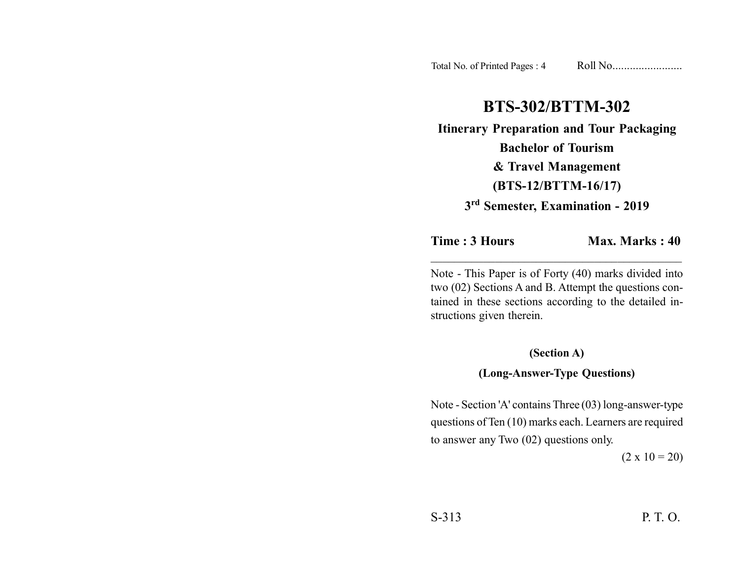Total No. of Printed Pages : 4 Roll No........................

# BTS-302/BTTM-302

## Itinerary Preparation and Tour Packaging

## Bachelor of Tourism

## & Travel Management

## (BTS-12/BTTM-16/17)

## 3rd Semester, Examination - 2019

**Time : 3 Hours** **Max. Marks : 40**

---

Note - This Paper is of Forty (40) marks divided into two (02) Sections A and B. Attempt the questions contained in these sections according to the detailed instructions given therein.

### (Section A)

### (Long-Answer-Type Questions)

Note - Section 'A' contains Three (03) long-answer-type questions of Ten (10) marks each. Learners are required to answer any Two (02) questions only.

(2 x 10 = 20)

S-313 P. T. O.